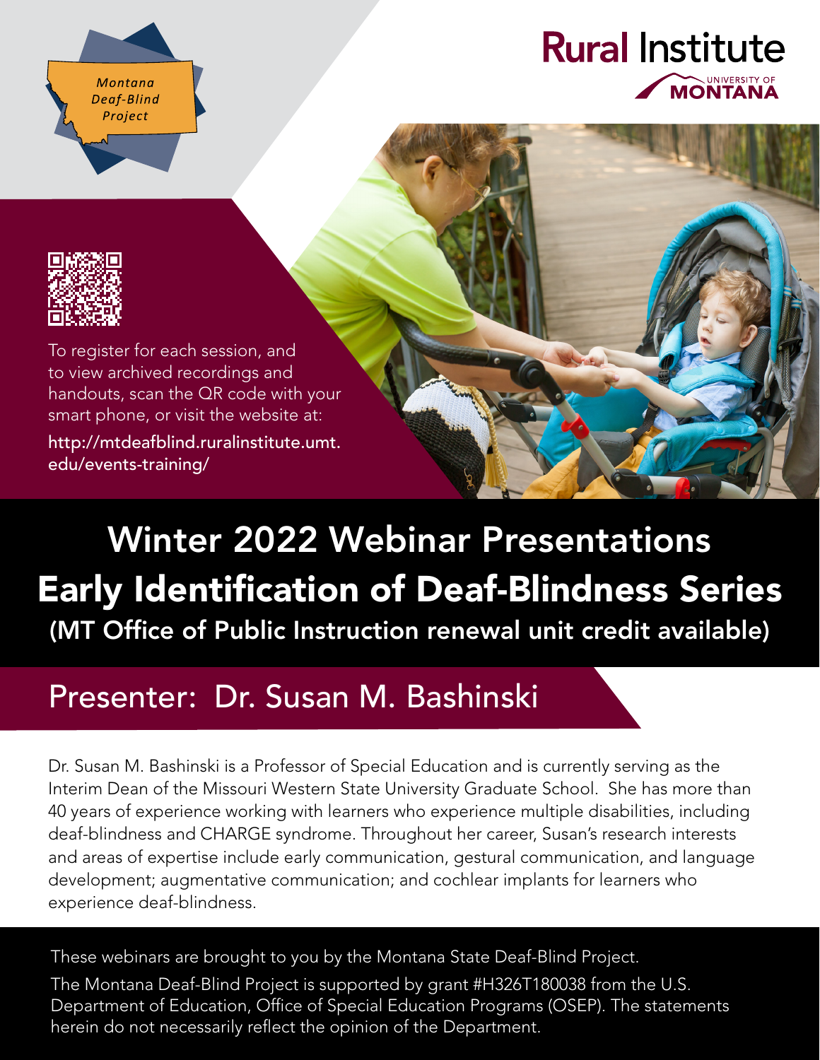Montana Deaf-Blind Project

Rural Institute
UNIVERSITY OF MONTANA

To register for each session, and to view archived recordings and handouts, scan the QR code with your smart phone, or visit the website at:

http://mtdeafblind.ruralinstitute.umt.edu/events-training/

# Winter 2022 Webinar Presentations

# Early Identification of Deaf-Blindness Series

**(MT Office of Public Instruction renewal unit credit available)**

## Presenter: Dr. Susan M. Bashinski

Dr. Susan M. Bashinski is a Professor of Special Education and is currently serving as the Interim Dean of the Missouri Western State University Graduate School. She has more than 40 years of experience working with learners who experience multiple disabilities, including deaf-blindness and CHARGE syndrome. Throughout her career, Susan's research interests and areas of expertise include early communication, gestural communication, and language development; augmentative communication; and cochlear implants for learners who experience deaf-blindness.

These webinars are brought to you by the Montana State Deaf-Blind Project.

The Montana Deaf-Blind Project is supported by grant #H326T180038 from the U.S. Department of Education, Office of Special Education Programs (OSEP). The statements herein do not necessarily reflect the opinion of the Department.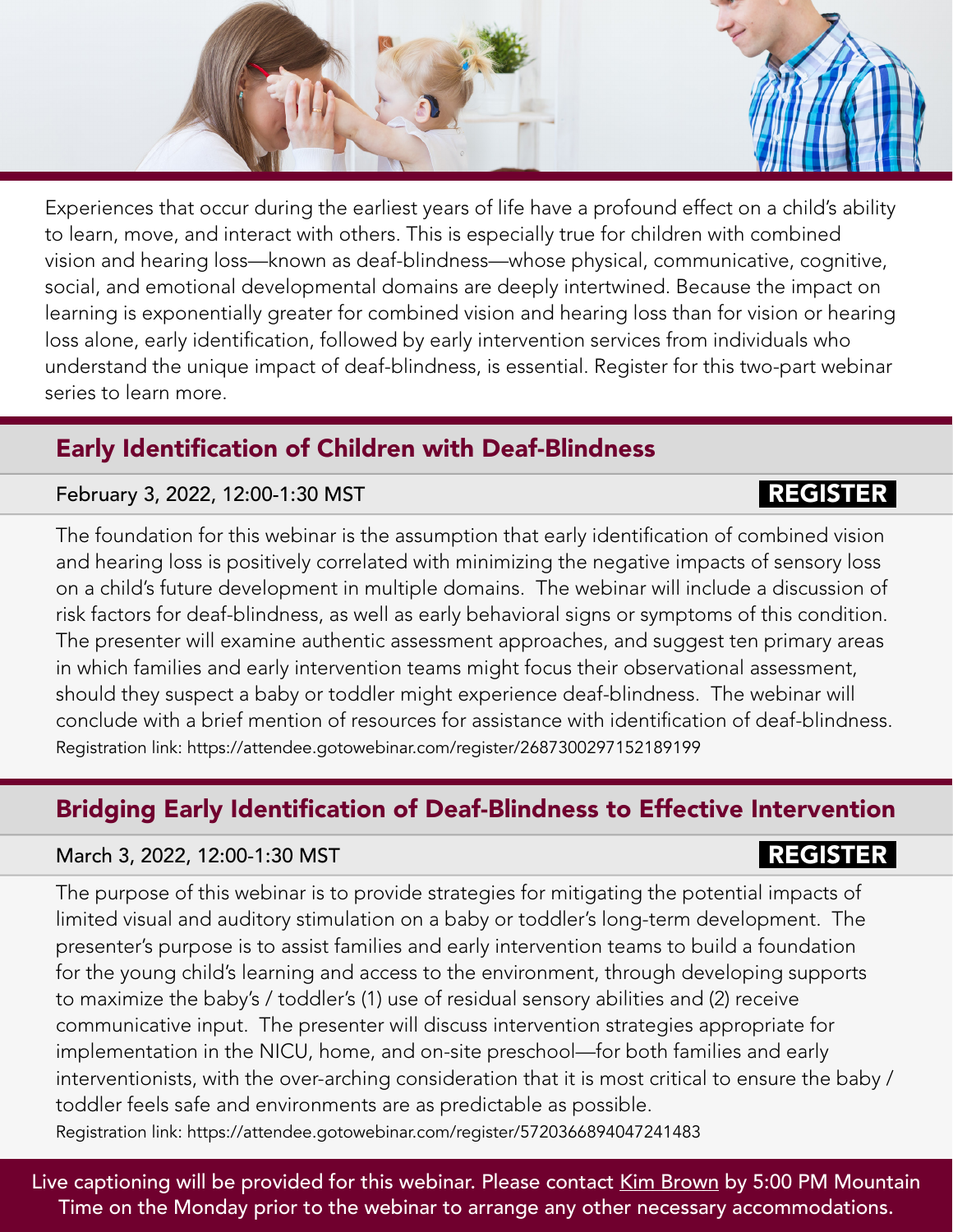Experiences that occur during the earliest years of life have a profound effect on a child's ability to learn, move, and interact with others. This is especially true for children with combined vision and hearing loss—known as deaf-blindness—whose physical, communicative, cognitive, social, and emotional developmental domains are deeply intertwined. Because the impact on learning is exponentially greater for combined vision and hearing loss than for vision or hearing loss alone, early identification, followed by early intervention services from individuals who understand the unique impact of deaf-blindness, is essential. Register for this two-part webinar series to learn more.

## Early Identification of Children with Deaf-Blindness

February 3, 2022, 12:00-1:30 MST **REGISTER**

The foundation for this webinar is the assumption that early identification of combined vision and hearing loss is positively correlated with minimizing the negative impacts of sensory loss on a child's future development in multiple domains. The webinar will include a discussion of risk factors for deaf-blindness, as well as early behavioral signs or symptoms of this condition. The presenter will examine authentic assessment approaches, and suggest ten primary areas in which families and early intervention teams might focus their observational assessment, should they suspect a baby or toddler might experience deaf-blindness. The webinar will conclude with a brief mention of resources for assistance with identification of deaf-blindness.

Registration link: https://attendee.gotowebinar.com/register/2687300297152189199

## Bridging Early Identification of Deaf-Blindness to Effective Intervention

March 3, 2022, 12:00-1:30 MST **REGISTER**

The purpose of this webinar is to provide strategies for mitigating the potential impacts of limited visual and auditory stimulation on a baby or toddler's long-term development. The presenter's purpose is to assist families and early intervention teams to build a foundation for the young child's learning and access to the environment, through developing supports to maximize the baby's / toddler's (1) use of residual sensory abilities and (2) receive communicative input. The presenter will discuss intervention strategies appropriate for implementation in the NICU, home, and on-site preschool—for both families and early interventionists, with the over-arching consideration that it is most critical to ensure the baby / toddler feels safe and environments are as predictable as possible.

Registration link: https://attendee.gotowebinar.com/register/5720366894047241483

Live captioning will be provided for this webinar. Please contact Kim Brown by 5:00 PM Mountain Time on the Monday prior to the webinar to arrange any other necessary accommodations.